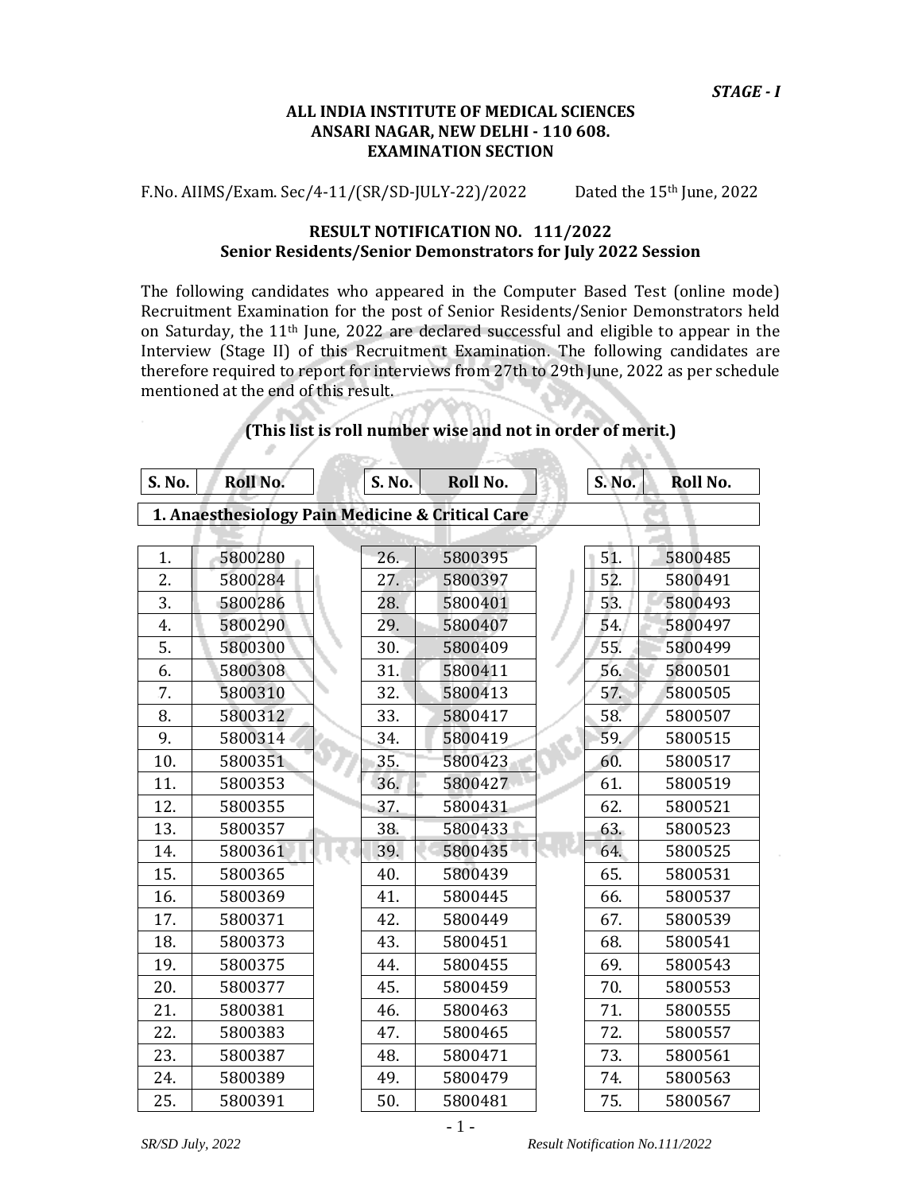*STAGE - I*

**ALL INDIA INSTITUTE OF MEDICAL SCIENCES**
**ANSARI NAGAR, NEW DELHI - 110 608.**
**EXAMINATION SECTION**

F.No. AIIMS/Exam. Sec/4-11/(SR/SD-JULY-22)/2022 Dated the 15th June, 2022

**RESULT NOTIFICATION NO. 111/2022**
**Senior Residents/Senior Demonstrators for July 2022 Session**

The following candidates who appeared in the Computer Based Test (online mode) Recruitment Examination for the post of Senior Residents/Senior Demonstrators held on Saturday, the 11th June, 2022 are declared successful and eligible to appear in the Interview (Stage II) of this Recruitment Examination. The following candidates are therefore required to report for interviews from 27th to 29th June, 2022 as per schedule mentioned at the end of this result.

**(This list is roll number wise and not in order of merit.)**

**1. Anaesthesiology Pain Medicine & Critical Care**

| S. No. | Roll No. | S. No. | Roll No. | S. No. | Roll No. |
|---|---|---|---|---|---|
| 1. | 5800280 | 26. | 5800395 | 51. | 5800485 |
| 2. | 5800284 | 27. | 5800397 | 52. | 5800491 |
| 3. | 5800286 | 28. | 5800401 | 53. | 5800493 |
| 4. | 5800290 | 29. | 5800407 | 54. | 5800497 |
| 5. | 5800300 | 30. | 5800409 | 55. | 5800499 |
| 6. | 5800308 | 31. | 5800411 | 56. | 5800501 |
| 7. | 5800310 | 32. | 5800413 | 57. | 5800505 |
| 8. | 5800312 | 33. | 5800417 | 58. | 5800507 |
| 9. | 5800314 | 34. | 5800419 | 59. | 5800515 |
| 10. | 5800351 | 35. | 5800423 | 60. | 5800517 |
| 11. | 5800353 | 36. | 5800427 | 61. | 5800519 |
| 12. | 5800355 | 37. | 5800431 | 62. | 5800521 |
| 13. | 5800357 | 38. | 5800433 | 63. | 5800523 |
| 14. | 5800361 | 39. | 5800435 | 64. | 5800525 |
| 15. | 5800365 | 40. | 5800439 | 65. | 5800531 |
| 16. | 5800369 | 41. | 5800445 | 66. | 5800537 |
| 17. | 5800371 | 42. | 5800449 | 67. | 5800539 |
| 18. | 5800373 | 43. | 5800451 | 68. | 5800541 |
| 19. | 5800375 | 44. | 5800455 | 69. | 5800543 |
| 20. | 5800377 | 45. | 5800459 | 70. | 5800553 |
| 21. | 5800381 | 46. | 5800463 | 71. | 5800555 |
| 22. | 5800383 | 47. | 5800465 | 72. | 5800557 |
| 23. | 5800387 | 48. | 5800471 | 73. | 5800561 |
| 24. | 5800389 | 49. | 5800479 | 74. | 5800563 |
| 25. | 5800391 | 50. | 5800481 | 75. | 5800567 |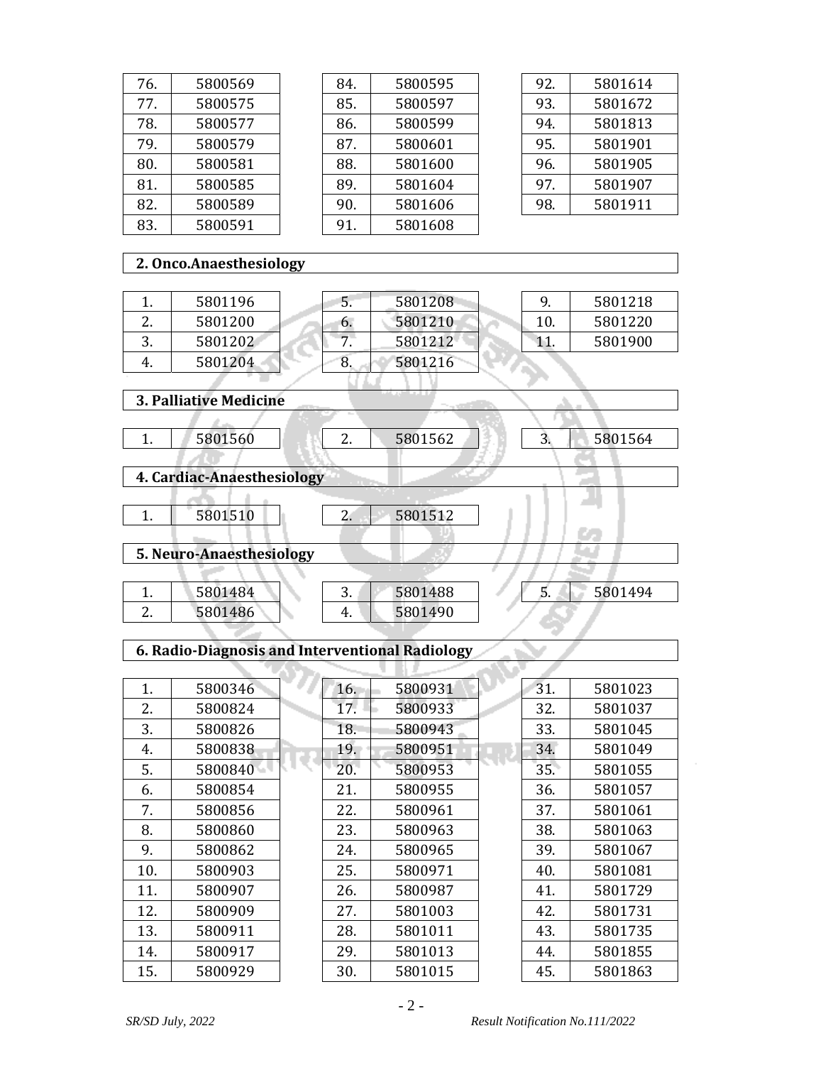| | |
|---|---|
| 76. | 5800569 |
| 77. | 5800575 |
| 78. | 5800577 |
| 79. | 5800579 |
| 80. | 5800581 |
| 81. | 5800585 |
| 82. | 5800589 |
| 83. | 5800591 |
| 84. | 5800595 |
| 85. | 5800597 |
| 86. | 5800599 |
| 87. | 5800601 |
| 88. | 5801600 |
| 89. | 5801604 |
| 90. | 5801606 |
| 91. | 5801608 |
| 92. | 5801614 |
| 93. | 5801672 |
| 94. | 5801813 |
| 95. | 5801901 |
| 96. | 5801905 |
| 97. | 5801907 |
| 98. | 5801911 |

**2. Onco.Anaesthesiology**

| | |
|---|---|
| 1. | 5801196 |
| 2. | 5801200 |
| 3. | 5801202 |
| 4. | 5801204 |
| 5. | 5801208 |
| 6. | 5801210 |
| 7. | 5801212 |
| 8. | 5801216 |
| 9. | 5801218 |
| 10. | 5801220 |
| 11. | 5801900 |

**3. Palliative Medicine**

| | |
|---|---|
| 1. | 5801560 |
| 2. | 5801562 |
| 3. | 5801564 |

**4. Cardiac-Anaesthesiology**

| | |
|---|---|
| 1. | 5801510 |
| 2. | 5801512 |

**5. Neuro-Anaesthesiology**

| | |
|---|---|
| 1. | 5801484 |
| 2. | 5801486 |
| 3. | 5801488 |
| 4. | 5801490 |
| 5. | 5801494 |

**6. Radio-Diagnosis and Interventional Radiology**

| | |
|---|---|
| 1. | 5800346 |
| 2. | 5800824 |
| 3. | 5800826 |
| 4. | 5800838 |
| 5. | 5800840 |
| 6. | 5800854 |
| 7. | 5800856 |
| 8. | 5800860 |
| 9. | 5800862 |
| 10. | 5800903 |
| 11. | 5800907 |
| 12. | 5800909 |
| 13. | 5800911 |
| 14. | 5800917 |
| 15. | 5800929 |
| 16. | 5800931 |
| 17. | 5800933 |
| 18. | 5800943 |
| 19. | 5800951 |
| 20. | 5800953 |
| 21. | 5800955 |
| 22. | 5800961 |
| 23. | 5800963 |
| 24. | 5800965 |
| 25. | 5800971 |
| 26. | 5800987 |
| 27. | 5801003 |
| 28. | 5801011 |
| 29. | 5801013 |
| 30. | 5801015 |
| 31. | 5801023 |
| 32. | 5801037 |
| 33. | 5801045 |
| 34. | 5801049 |
| 35. | 5801055 |
| 36. | 5801057 |
| 37. | 5801061 |
| 38. | 5801063 |
| 39. | 5801067 |
| 40. | 5801081 |
| 41. | 5801729 |
| 42. | 5801731 |
| 43. | 5801735 |
| 44. | 5801855 |
| 45. | 5801863 |

*SR/SD July, 2022* *Result Notification No.111/2022*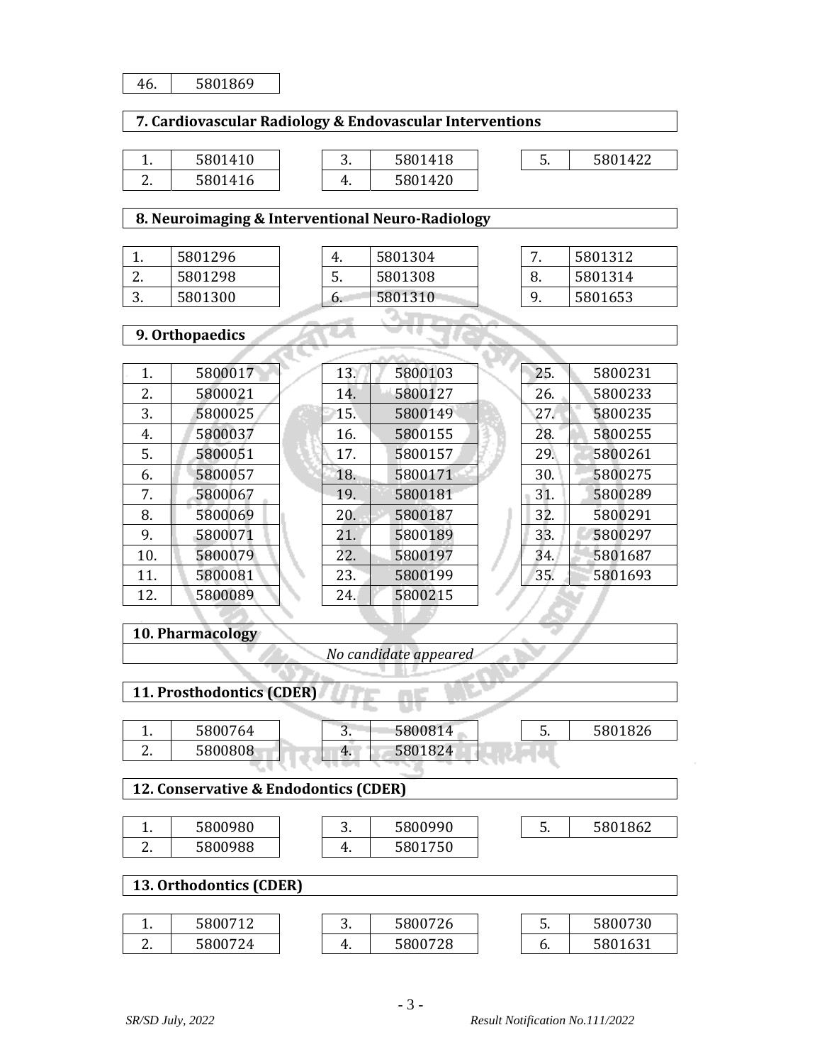| 46. | 5801869 |
|---|---|

**7. Cardiovascular Radiology & Endovascular Interventions**

| | | | | | |
|---|---|---|---|---|---|
| 1. | 5801410 | 3. | 5801418 | 5. | 5801422 |
| 2. | 5801416 | 4. | 5801420 | | |

**8. Neuroimaging & Interventional Neuro-Radiology**

| | | | | | |
|---|---|---|---|---|---|
| 1. | 5801296 | 4. | 5801304 | 7. | 5801312 |
| 2. | 5801298 | 5. | 5801308 | 8. | 5801314 |
| 3. | 5801300 | 6. | 5801310 | 9. | 5801653 |

**9. Orthopaedics**

| | | | | | |
|---|---|---|---|---|---|
| 1. | 5800017 | 13. | 5800103 | 25. | 5800231 |
| 2. | 5800021 | 14. | 5800127 | 26. | 5800233 |
| 3. | 5800025 | 15. | 5800149 | 27. | 5800235 |
| 4. | 5800037 | 16. | 5800155 | 28. | 5800255 |
| 5. | 5800051 | 17. | 5800157 | 29. | 5800261 |
| 6. | 5800057 | 18. | 5800171 | 30. | 5800275 |
| 7. | 5800067 | 19. | 5800181 | 31. | 5800289 |
| 8. | 5800069 | 20. | 5800187 | 32. | 5800291 |
| 9. | 5800071 | 21. | 5800189 | 33. | 5800297 |
| 10. | 5800079 | 22. | 5800197 | 34. | 5801687 |
| 11. | 5800081 | 23. | 5800199 | 35. | 5801693 |
| 12. | 5800089 | 24. | 5800215 | | |

**10. Pharmacology**

*No candidate appeared*

**11. Prosthodontics (CDER)**

| | | | | | |
|---|---|---|---|---|---|
| 1. | 5800764 | 3. | 5800814 | 5. | 5801826 |
| 2. | 5800808 | 4. | 5801824 | | |

**12. Conservative & Endodontics (CDER)**

| | | | | | |
|---|---|---|---|---|---|
| 1. | 5800980 | 3. | 5800990 | 5. | 5801862 |
| 2. | 5800988 | 4. | 5801750 | | |

**13. Orthodontics (CDER)**

| | | | | | |
|---|---|---|---|---|---|
| 1. | 5800712 | 3. | 5800726 | 5. | 5800730 |
| 2. | 5800724 | 4. | 5800728 | 6. | 5801631 |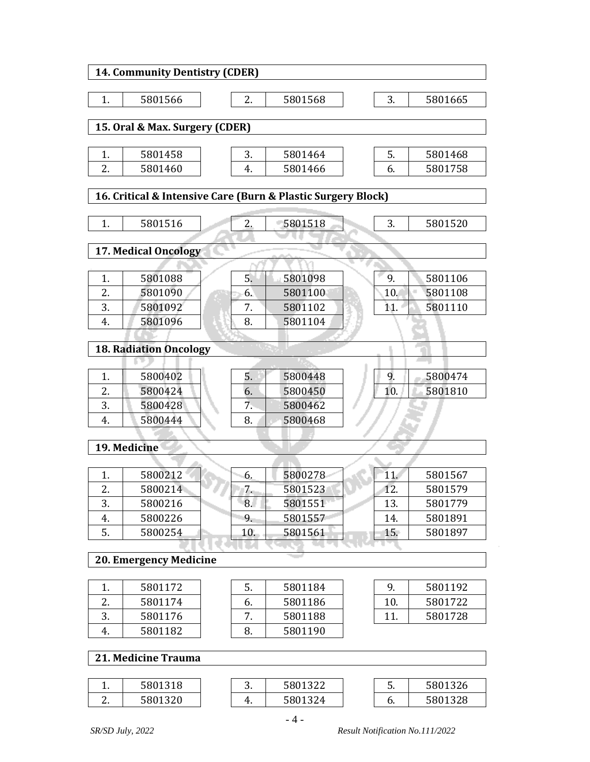**14. Community Dentistry (CDER)**

| | | | | | |
|---|---|---|---|---|---|
| 1. | 5801566 | 2. | 5801568 | 3. | 5801665 |

**15. Oral & Max. Surgery (CDER)**

| | | | | | |
|---|---|---|---|---|---|
| 1. | 5801458 | 3. | 5801464 | 5. | 5801468 |
| 2. | 5801460 | 4. | 5801466 | 6. | 5801758 |

**16. Critical & Intensive Care (Burn & Plastic Surgery Block)**

| | | | | | |
|---|---|---|---|---|---|
| 1. | 5801516 | 2. | 5801518 | 3. | 5801520 |

**17. Medical Oncology**

| | | | | | |
|---|---|---|---|---|---|
| 1. | 5801088 | 5. | 5801098 | 9. | 5801106 |
| 2. | 5801090 | 6. | 5801100 | 10. | 5801108 |
| 3. | 5801092 | 7. | 5801102 | 11. | 5801110 |
| 4. | 5801096 | 8. | 5801104 | | |

**18. Radiation Oncology**

| | | | | | |
|---|---|---|---|---|---|
| 1. | 5800402 | 5. | 5800448 | 9. | 5800474 |
| 2. | 5800424 | 6. | 5800450 | 10. | 5801810 |
| 3. | 5800428 | 7. | 5800462 | | |
| 4. | 5800444 | 8. | 5800468 | | |

**19. Medicine**

| | | | | | |
|---|---|---|---|---|---|
| 1. | 5800212 | 6. | 5800278 | 11. | 5801567 |
| 2. | 5800214 | 7. | 5801523 | 12. | 5801579 |
| 3. | 5800216 | 8. | 5801551 | 13. | 5801779 |
| 4. | 5800226 | 9. | 5801557 | 14. | 5801891 |
| 5. | 5800254 | 10. | 5801561 | 15. | 5801897 |

**20. Emergency Medicine**

| | | | | | |
|---|---|---|---|---|---|
| 1. | 5801172 | 5. | 5801184 | 9. | 5801192 |
| 2. | 5801174 | 6. | 5801186 | 10. | 5801722 |
| 3. | 5801176 | 7. | 5801188 | 11. | 5801728 |
| 4. | 5801182 | 8. | 5801190 | | |

**21. Medicine Trauma**

| | | | | | |
|---|---|---|---|---|---|
| 1. | 5801318 | 3. | 5801322 | 5. | 5801326 |
| 2. | 5801320 | 4. | 5801324 | 6. | 5801328 |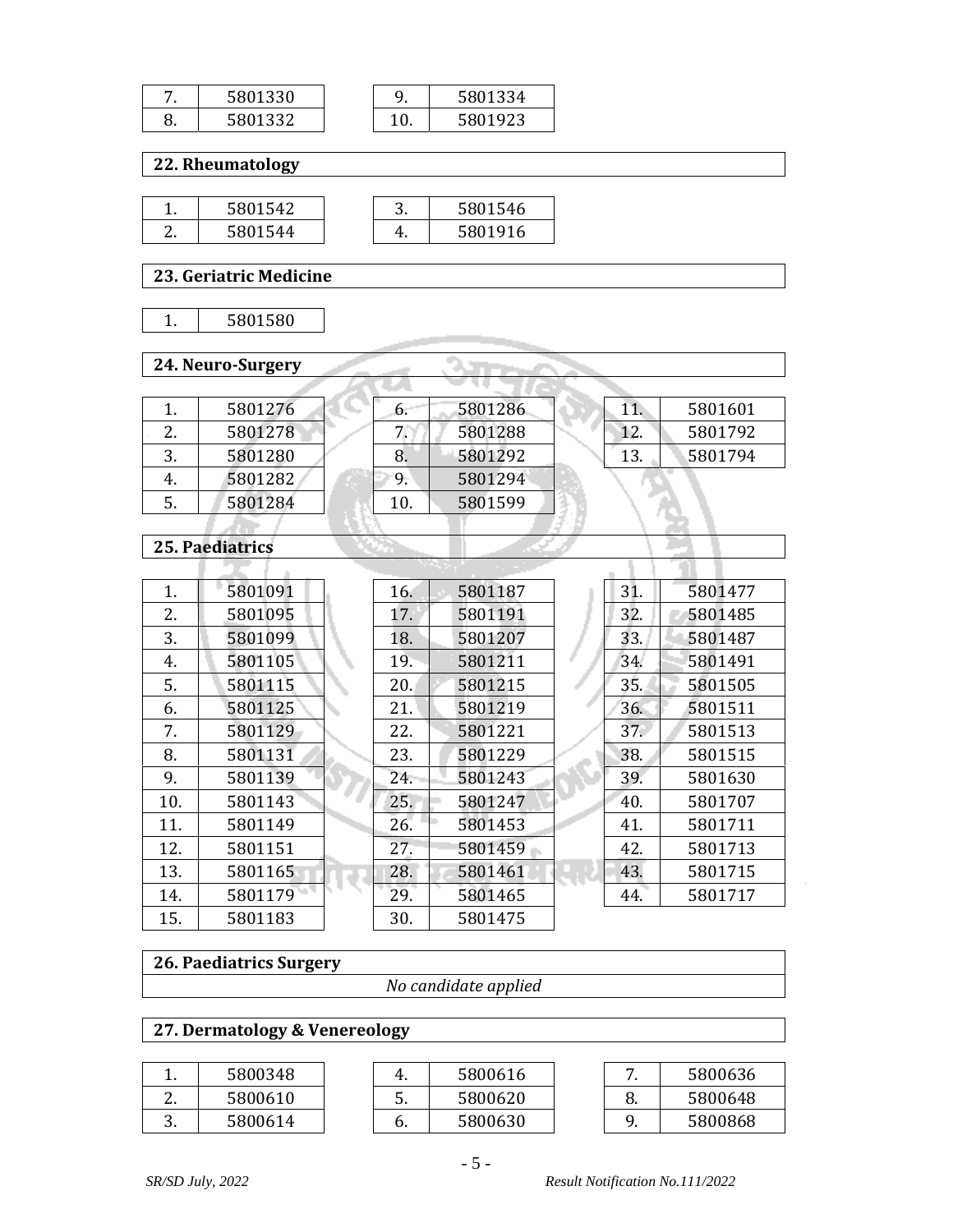| 7. | 5801330 | 9. | 5801334 |
|---|---|---|---|
| 8. | 5801332 | 10. | 5801923 |

## 22. Rheumatology

| 1. | 5801542 | 3. | 5801546 |
|---|---|---|---|
| 2. | 5801544 | 4. | 5801916 |

## 23. Geriatric Medicine

| 1. | 5801580 |
|---|---|

## 24. Neuro-Surgery

| 1. | 5801276 | 6. | 5801286 | 11. | 5801601 |
|---|---|---|---|---|---|
| 2. | 5801278 | 7. | 5801288 | 12. | 5801792 |
| 3. | 5801280 | 8. | 5801292 | 13. | 5801794 |
| 4. | 5801282 | 9. | 5801294 | | |
| 5. | 5801284 | 10. | 5801599 | | |

## 25. Paediatrics

| 1. | 5801091 | 16. | 5801187 | 31. | 5801477 |
|---|---|---|---|---|---|
| 2. | 5801095 | 17. | 5801191 | 32. | 5801485 |
| 3. | 5801099 | 18. | 5801207 | 33. | 5801487 |
| 4. | 5801105 | 19. | 5801211 | 34. | 5801491 |
| 5. | 5801115 | 20. | 5801215 | 35. | 5801505 |
| 6. | 5801125 | 21. | 5801219 | 36. | 5801511 |
| 7. | 5801129 | 22. | 5801221 | 37. | 5801513 |
| 8. | 5801131 | 23. | 5801229 | 38. | 5801515 |
| 9. | 5801139 | 24. | 5801243 | 39. | 5801630 |
| 10. | 5801143 | 25. | 5801247 | 40. | 5801707 |
| 11. | 5801149 | 26. | 5801453 | 41. | 5801711 |
| 12. | 5801151 | 27. | 5801459 | 42. | 5801713 |
| 13. | 5801165 | 28. | 5801461 | 43. | 5801715 |
| 14. | 5801179 | 29. | 5801465 | 44. | 5801717 |
| 15. | 5801183 | 30. | 5801475 | | |

## 26. Paediatrics Surgery

*No candidate applied*

## 27. Dermatology & Venereology

| 1. | 5800348 | 4. | 5800616 | 7. | 5800636 |
|---|---|---|---|---|---|
| 2. | 5800610 | 5. | 5800620 | 8. | 5800648 |
| 3. | 5800614 | 6. | 5800630 | 9. | 5800868 |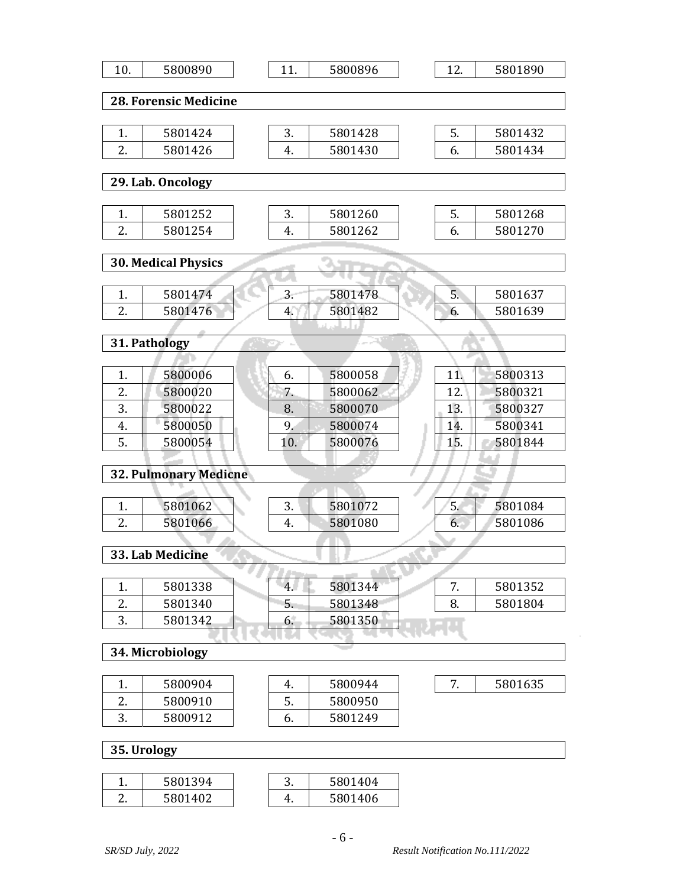| 10. | 5800890 |
|---|---|
| 11. | 5800896 |
| 12. | 5801890 |

## 28. Forensic Medicine

| S.No. | Roll No. |
|---|---|
| 1. | 5801424 |
| 2. | 5801426 |
| 3. | 5801428 |
| 4. | 5801430 |
| 5. | 5801432 |
| 6. | 5801434 |

## 29. Lab. Oncology

| S.No. | Roll No. |
|---|---|
| 1. | 5801252 |
| 2. | 5801254 |
| 3. | 5801260 |
| 4. | 5801262 |
| 5. | 5801268 |
| 6. | 5801270 |

## 30. Medical Physics

| S.No. | Roll No. |
|---|---|
| 1. | 5801474 |
| 2. | 5801476 |
| 3. | 5801478 |
| 4. | 5801482 |
| 5. | 5801637 |
| 6. | 5801639 |

## 31. Pathology

| S.No. | Roll No. |
|---|---|
| 1. | 5800006 |
| 2. | 5800020 |
| 3. | 5800022 |
| 4. | 5800050 |
| 5. | 5800054 |
| 6. | 5800058 |
| 7. | 5800062 |
| 8. | 5800070 |
| 9. | 5800074 |
| 10. | 5800076 |
| 11. | 5800313 |
| 12. | 5800321 |
| 13. | 5800327 |
| 14. | 5800341 |
| 15. | 5801844 |

## 32. Pulmonary Medicne

| S.No. | Roll No. |
|---|---|
| 1. | 5801062 |
| 2. | 5801066 |
| 3. | 5801072 |
| 4. | 5801080 |
| 5. | 5801084 |
| 6. | 5801086 |

## 33. Lab Medicine

| S.No. | Roll No. |
|---|---|
| 1. | 5801338 |
| 2. | 5801340 |
| 3. | 5801342 |
| 4. | 5801344 |
| 5. | 5801348 |
| 6. | 5801350 |
| 7. | 5801352 |
| 8. | 5801804 |

## 34. Microbiology

| S.No. | Roll No. |
|---|---|
| 1. | 5800904 |
| 2. | 5800910 |
| 3. | 5800912 |
| 4. | 5800944 |
| 5. | 5800950 |
| 6. | 5801249 |
| 7. | 5801635 |

## 35. Urology

| S.No. | Roll No. |
|---|---|
| 1. | 5801394 |
| 2. | 5801402 |
| 3. | 5801404 |
| 4. | 5801406 |

*SR/SD July, 2022* *Result Notification No.111/2022*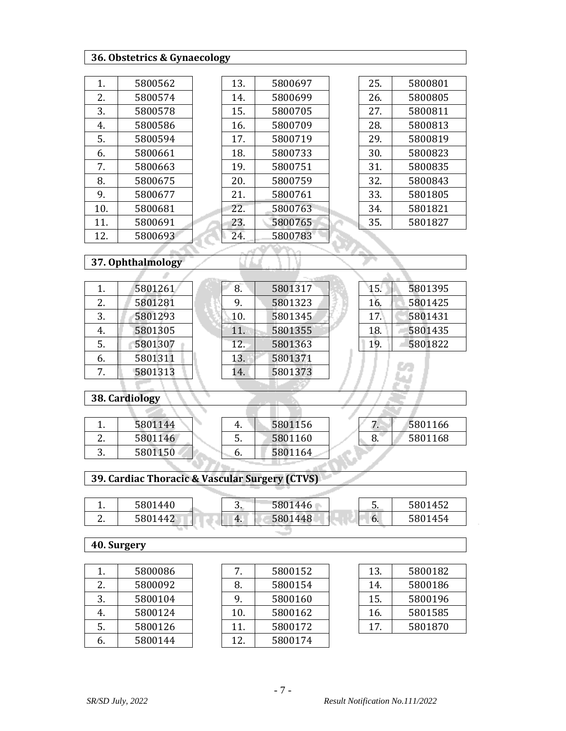### 36. Obstetrics & Gynaecology

| | |
|---|---|
| 1. | 5800562 |
| 2. | 5800574 |
| 3. | 5800578 |
| 4. | 5800586 |
| 5. | 5800594 |
| 6. | 5800661 |
| 7. | 5800663 |
| 8. | 5800675 |
| 9. | 5800677 |
| 10. | 5800681 |
| 11. | 5800691 |
| 12. | 5800693 |
| 13. | 5800697 |
| 14. | 5800699 |
| 15. | 5800705 |
| 16. | 5800709 |
| 17. | 5800719 |
| 18. | 5800733 |
| 19. | 5800751 |
| 20. | 5800759 |
| 21. | 5800761 |
| 22. | 5800763 |
| 23. | 5800765 |
| 24. | 5800783 |
| 25. | 5800801 |
| 26. | 5800805 |
| 27. | 5800811 |
| 28. | 5800813 |
| 29. | 5800819 |
| 30. | 5800823 |
| 31. | 5800835 |
| 32. | 5800843 |
| 33. | 5801805 |
| 34. | 5801821 |
| 35. | 5801827 |

### 37. Ophthalmology

| | |
|---|---|
| 1. | 5801261 |
| 2. | 5801281 |
| 3. | 5801293 |
| 4. | 5801305 |
| 5. | 5801307 |
| 6. | 5801311 |
| 7. | 5801313 |
| 8. | 5801317 |
| 9. | 5801323 |
| 10. | 5801345 |
| 11. | 5801355 |
| 12. | 5801363 |
| 13. | 5801371 |
| 14. | 5801373 |
| 15. | 5801395 |
| 16. | 5801425 |
| 17. | 5801431 |
| 18. | 5801435 |
| 19. | 5801822 |

### 38. Cardiology

| | |
|---|---|
| 1. | 5801144 |
| 2. | 5801146 |
| 3. | 5801150 |
| 4. | 5801156 |
| 5. | 5801160 |
| 6. | 5801164 |
| 7. | 5801166 |
| 8. | 5801168 |

### 39. Cardiac Thoracic & Vascular Surgery (CTVS)

| | |
|---|---|
| 1. | 5801440 |
| 2. | 5801442 |
| 3. | 5801446 |
| 4. | 5801448 |
| 5. | 5801452 |
| 6. | 5801454 |

### 40. Surgery

| | |
|---|---|
| 1. | 5800086 |
| 2. | 5800092 |
| 3. | 5800104 |
| 4. | 5800124 |
| 5. | 5800126 |
| 6. | 5800144 |
| 7. | 5800152 |
| 8. | 5800154 |
| 9. | 5800160 |
| 10. | 5800162 |
| 11. | 5800172 |
| 12. | 5800174 |
| 13. | 5800182 |
| 14. | 5800186 |
| 15. | 5800196 |
| 16. | 5801585 |
| 17. | 5801870 |

*SR/SD July, 2022* *Result Notification No.111/2022*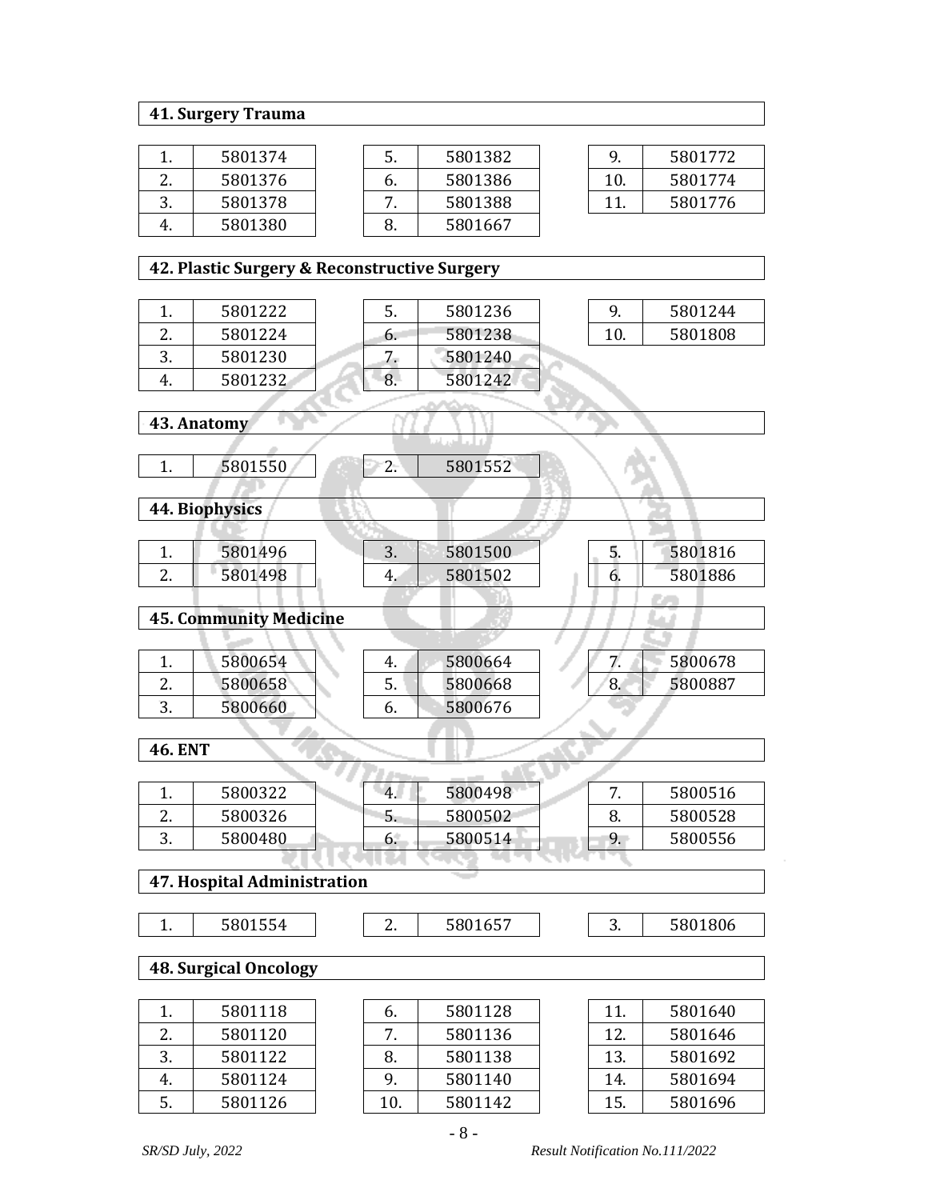## 41. Surgery Trauma

| 1. | 5801374 |
|---|---|
| 2. | 5801376 |
| 3. | 5801378 |
| 4. | 5801380 |

| 5. | 5801382 |
|---|---|
| 6. | 5801386 |
| 7. | 5801388 |
| 8. | 5801667 |

| 9. | 5801772 |
|---|---|
| 10. | 5801774 |
| 11. | 5801776 |

## 42. Plastic Surgery & Reconstructive Surgery

| 1. | 5801222 |
|---|---|
| 2. | 5801224 |
| 3. | 5801230 |
| 4. | 5801232 |

| 5. | 5801236 |
|---|---|
| 6. | 5801238 |
| 7. | 5801240 |
| 8. | 5801242 |

| 9. | 5801244 |
|---|---|
| 10. | 5801808 |

## 43. Anatomy

| 1. | 5801550 |
|---|---|

| 2. | 5801552 |
|---|---|

## 44. Biophysics

| 1. | 5801496 |
|---|---|
| 2. | 5801498 |

| 3. | 5801500 |
|---|---|
| 4. | 5801502 |

| 5. | 5801816 |
|---|---|
| 6. | 5801886 |

## 45. Community Medicine

| 1. | 5800654 |
|---|---|
| 2. | 5800658 |
| 3. | 5800660 |

| 4. | 5800664 |
|---|---|
| 5. | 5800668 |
| 6. | 5800676 |

| 7. | 5800678 |
|---|---|
| 8. | 5800887 |

## 46. ENT

| 1. | 5800322 |
|---|---|
| 2. | 5800326 |
| 3. | 5800480 |

| 4. | 5800498 |
|---|---|
| 5. | 5800502 |
| 6. | 5800514 |

| 7. | 5800516 |
|---|---|
| 8. | 5800528 |
| 9. | 5800556 |

## 47. Hospital Administration

| 1. | 5801554 |
|---|---|

| 2. | 5801657 |
|---|---|

| 3. | 5801806 |
|---|---|

## 48. Surgical Oncology

| 1. | 5801118 |
|---|---|
| 2. | 5801120 |
| 3. | 5801122 |
| 4. | 5801124 |
| 5. | 5801126 |

| 6. | 5801128 |
|---|---|
| 7. | 5801136 |
| 8. | 5801138 |
| 9. | 5801140 |
| 10. | 5801142 |

| 11. | 5801640 |
|---|---|
| 12. | 5801646 |
| 13. | 5801692 |
| 14. | 5801694 |
| 15. | 5801696 |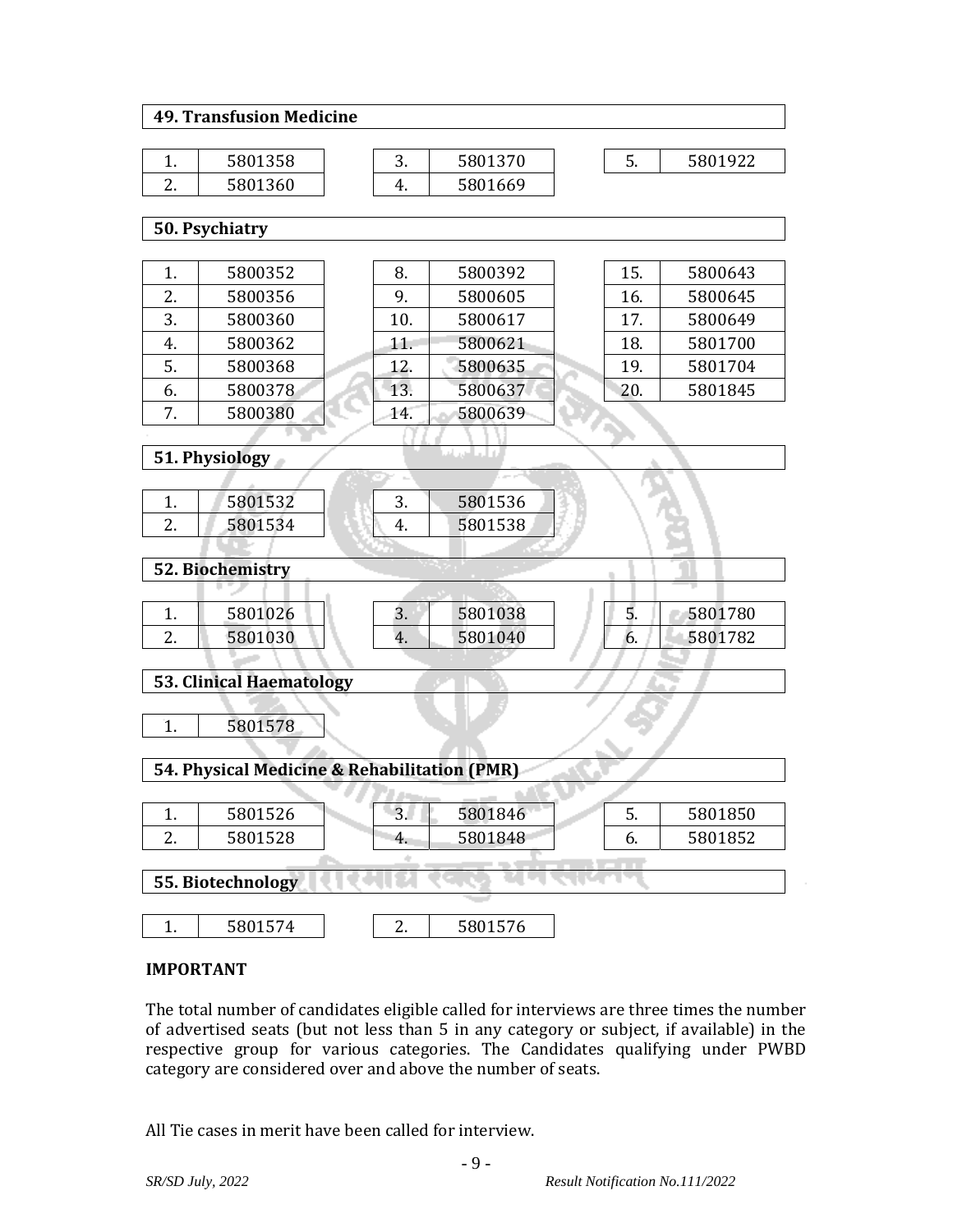### 49. Transfusion Medicine

| | | | | | | | |
|---|---|---|---|---|---|---|---|
| 1. | 5801358 | | 3. | 5801370 | | 5. | 5801922 |
| 2. | 5801360 | | 4. | 5801669 | | | |

### 50. Psychiatry

| | | | | | | | |
|---|---|---|---|---|---|---|---|
| 1. | 5800352 | | 8. | 5800392 | | 15. | 5800643 |
| 2. | 5800356 | | 9. | 5800605 | | 16. | 5800645 |
| 3. | 5800360 | | 10. | 5800617 | | 17. | 5800649 |
| 4. | 5800362 | | 11. | 5800621 | | 18. | 5801700 |
| 5. | 5800368 | | 12. | 5800635 | | 19. | 5801704 |
| 6. | 5800378 | | 13. | 5800637 | | 20. | 5801845 |
| 7. | 5800380 | | 14. | 5800639 | | | |

### 51. Physiology

| | | | | |
|---|---|---|---|---|
| 1. | 5801532 | | 3. | 5801536 |
| 2. | 5801534 | | 4. | 5801538 |

### 52. Biochemistry

| | | | | | | | |
|---|---|---|---|---|---|---|---|
| 1. | 5801026 | | 3. | 5801038 | | 5. | 5801780 |
| 2. | 5801030 | | 4. | 5801040 | | 6. | 5801782 |

### 53. Clinical Haematology

| | |
|---|---|
| 1. | 5801578 |

### 54. Physical Medicine & Rehabilitation (PMR)

| | | | | | | | |
|---|---|---|---|---|---|---|---|
| 1. | 5801526 | | 3. | 5801846 | | 5. | 5801850 |
| 2. | 5801528 | | 4. | 5801848 | | 6. | 5801852 |

### 55. Biotechnology

| | | | | |
|---|---|---|---|---|
| 1. | 5801574 | | 2. | 5801576 |

**IMPORTANT**

The total number of candidates eligible called for interviews are three times the number of advertised seats (but not less than 5 in any category or subject, if available) in the respective group for various categories. The Candidates qualifying under PWBD category are considered over and above the number of seats.

All Tie cases in merit have been called for interview.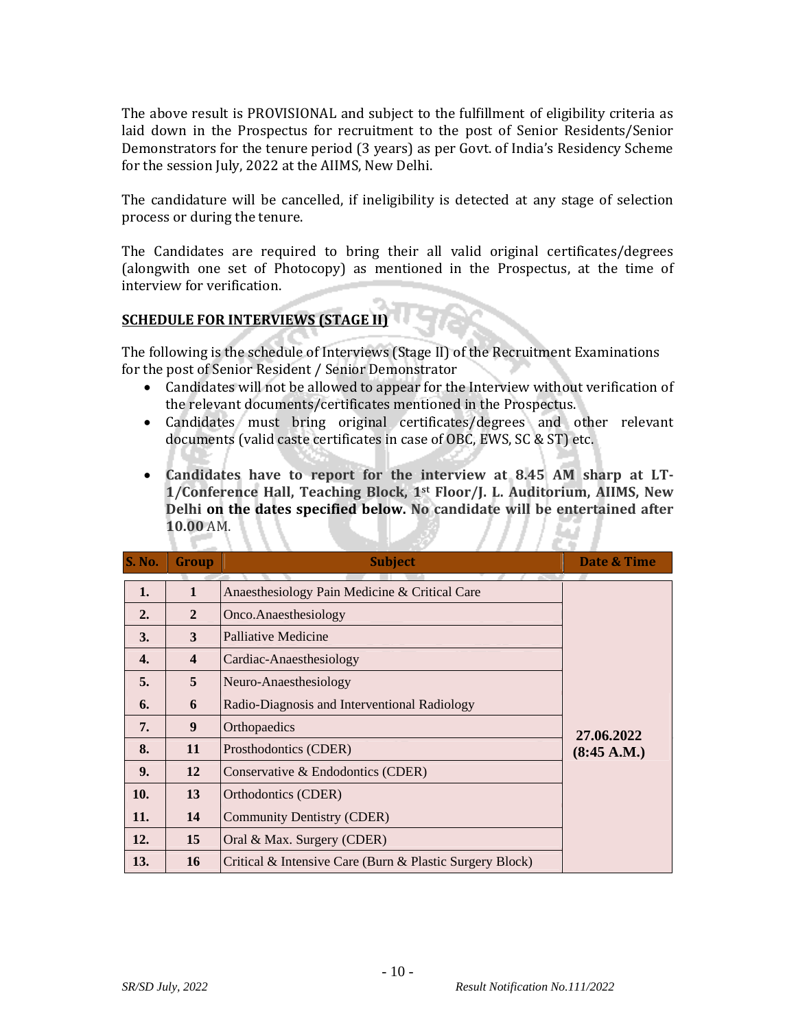The above result is PROVISIONAL and subject to the fulfillment of eligibility criteria as laid down in the Prospectus for recruitment to the post of Senior Residents/Senior Demonstrators for the tenure period (3 years) as per Govt. of India's Residency Scheme for the session July, 2022 at the AIIMS, New Delhi.

The candidature will be cancelled, if ineligibility is detected at any stage of selection process or during the tenure.

The Candidates are required to bring their all valid original certificates/degrees (alongwith one set of Photocopy) as mentioned in the Prospectus, at the time of interview for verification.

**SCHEDULE FOR INTERVIEWS (STAGE II)**

The following is the schedule of Interviews (Stage II) of the Recruitment Examinations for the post of Senior Resident / Senior Demonstrator

- Candidates will not be allowed to appear for the Interview without verification of the relevant documents/certificates mentioned in the Prospectus.
- Candidates must bring original certificates/degrees and other relevant documents (valid caste certificates in case of OBC, EWS, SC & ST) etc.
- **Candidates have to report for the interview at 8.45 AM sharp at LT-1/Conference Hall, Teaching Block, 1st Floor/J. L. Auditorium, AIIMS, New Delhi on the dates specified below. No candidate will be entertained after 10.00** AM.

| S. No. | Group | Subject | Date & Time |
|---|---|---|---|
| 1. | 1 | Anaesthesiology Pain Medicine & Critical Care | 27.06.2022 (8:45 A.M.) |
| 2. | 2 | Onco.Anaesthesiology | |
| 3. | 3 | Palliative Medicine | |
| 4. | 4 | Cardiac-Anaesthesiology | |
| 5. | 5 | Neuro-Anaesthesiology | |
| 6. | 6 | Radio-Diagnosis and Interventional Radiology | |
| 7. | 9 | Orthopaedics | |
| 8. | 11 | Prosthodontics (CDER) | |
| 9. | 12 | Conservative & Endodontics (CDER) | |
| 10. | 13 | Orthodontics (CDER) | |
| 11. | 14 | Community Dentistry (CDER) | |
| 12. | 15 | Oral & Max. Surgery (CDER) | |
| 13. | 16 | Critical & Intensive Care (Burn & Plastic Surgery Block) | |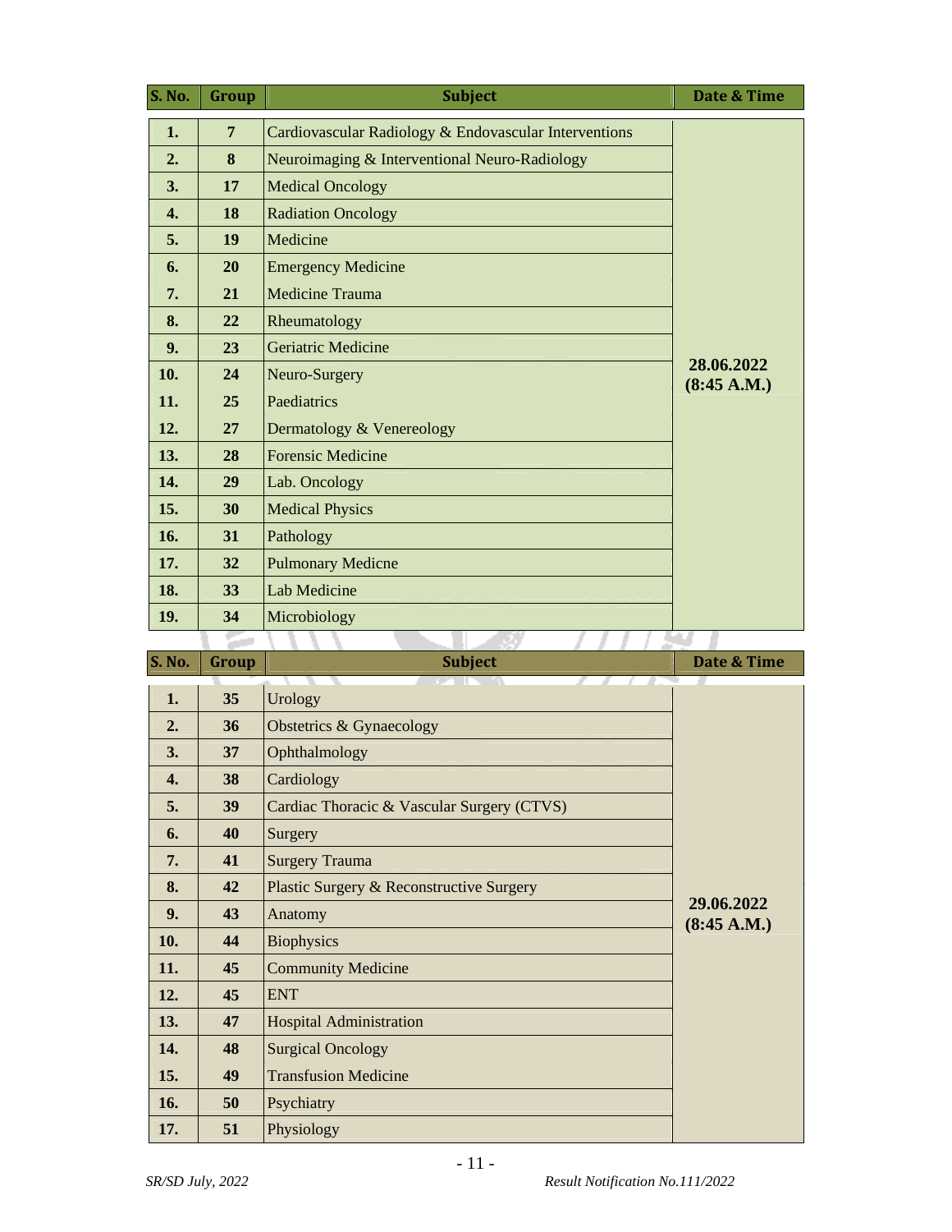| S. No. | Group | Subject | Date & Time |
|---|---|---|---|
| **1.** | **7** | Cardiovascular Radiology & Endovascular Interventions | **28.06.2022 (8:45 A.M.)** |
| **2.** | **8** | Neuroimaging & Interventional Neuro-Radiology | |
| **3.** | **17** | Medical Oncology | |
| **4.** | **18** | Radiation Oncology | |
| **5.** | **19** | Medicine | |
| **6.** | **20** | Emergency Medicine | |
| **7.** | **21** | Medicine Trauma | |
| **8.** | **22** | Rheumatology | |
| **9.** | **23** | Geriatric Medicine | |
| **10.** | **24** | Neuro-Surgery | |
| **11.** | **25** | Paediatrics | |
| **12.** | **27** | Dermatology & Venereology | |
| **13.** | **28** | Forensic Medicine | |
| **14.** | **29** | Lab. Oncology | |
| **15.** | **30** | Medical Physics | |
| **16.** | **31** | Pathology | |
| **17.** | **32** | Pulmonary Medicne | |
| **18.** | **33** | Lab Medicine | |
| **19.** | **34** | Microbiology | |

| S. No. | Group | Subject | Date & Time |
|---|---|---|---|
| **1.** | **35** | Urology | **29.06.2022 (8:45 A.M.)** |
| **2.** | **36** | Obstetrics & Gynaecology | |
| **3.** | **37** | Ophthalmology | |
| **4.** | **38** | Cardiology | |
| **5.** | **39** | Cardiac Thoracic & Vascular Surgery (CTVS) | |
| **6.** | **40** | Surgery | |
| **7.** | **41** | Surgery Trauma | |
| **8.** | **42** | Plastic Surgery & Reconstructive Surgery | |
| **9.** | **43** | Anatomy | |
| **10.** | **44** | Biophysics | |
| **11.** | **45** | Community Medicine | |
| **12.** | **45** | ENT | |
| **13.** | **47** | Hospital Administration | |
| **14.** | **48** | Surgical Oncology | |
| **15.** | **49** | Transfusion Medicine | |
| **16.** | **50** | Psychiatry | |
| **17.** | **51** | Physiology | |

*SR/SD July, 2022* *Result Notification No.111/2022*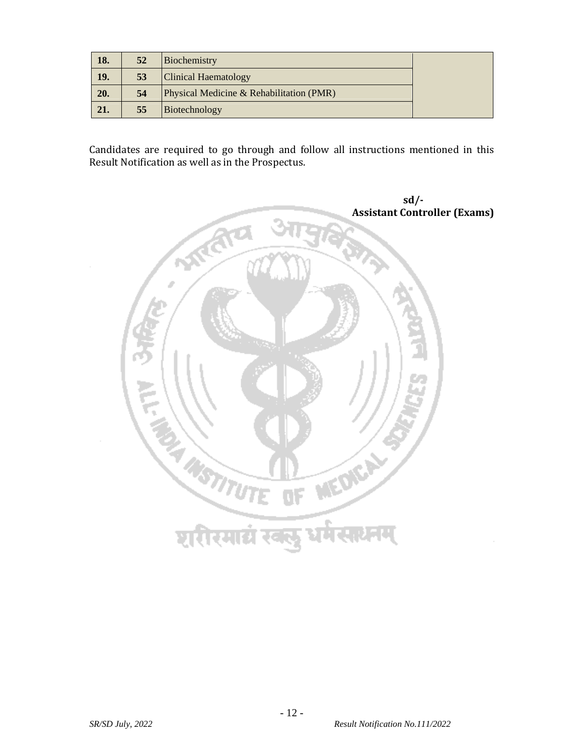| | | | |
|---|---|---|---|
| **18.** | **52** | Biochemistry | |
| **19.** | **53** | Clinical Haematology | |
| **20.** | **54** | Physical Medicine & Rehabilitation (PMR) | |
| **21.** | **55** | Biotechnology | |

Candidates are required to go through and follow all instructions mentioned in this Result Notification as well as in the Prospectus.

**sd/-**
**Assistant Controller (Exams)**

*SR/SD July, 2022* *Result Notification No.111/2022*